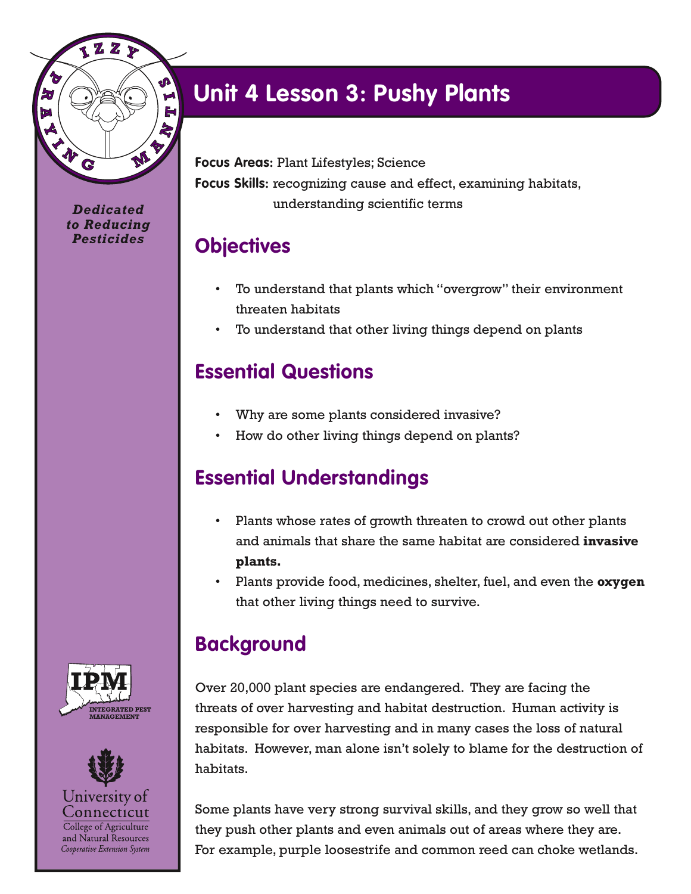# Unit 4 Lesson 3: Pushy Plants

*Dedicated to Reducing Pesticides*

**Focus Areas:** Plant Lifestyles; Science

**Focus Skills:** recognizing cause and effect, examining habitats, understanding scientific terms

## Objectives

- To understand that plants which "overgrow" their environment threaten habitats
- To understand that other living things depend on plants

## Essential Questions

- Why are some plants considered invasive?
- How do other living things depend on plants?

## Essential Understandings

- Plants whose rates of growth threaten to crowd out other plants and animals that share the same habitat are considered **invasive plants.**
- Plants provide food, medicines, shelter, fuel, and even the **oxygen** that other living things need to survive.

## Background

Over 20,000 plant species are endangered. They are facing the threats of over harvesting and habitat destruction. Human activity is responsible for over harvesting and in many cases the loss of natural habitats. However, man alone isn't solely to blame for the destruction of habitats.

Some plants have very strong survival skills, and they grow so well that they push other plants and even animals out of areas where they are. For example, purple loosestrife and common reed can choke wetlands.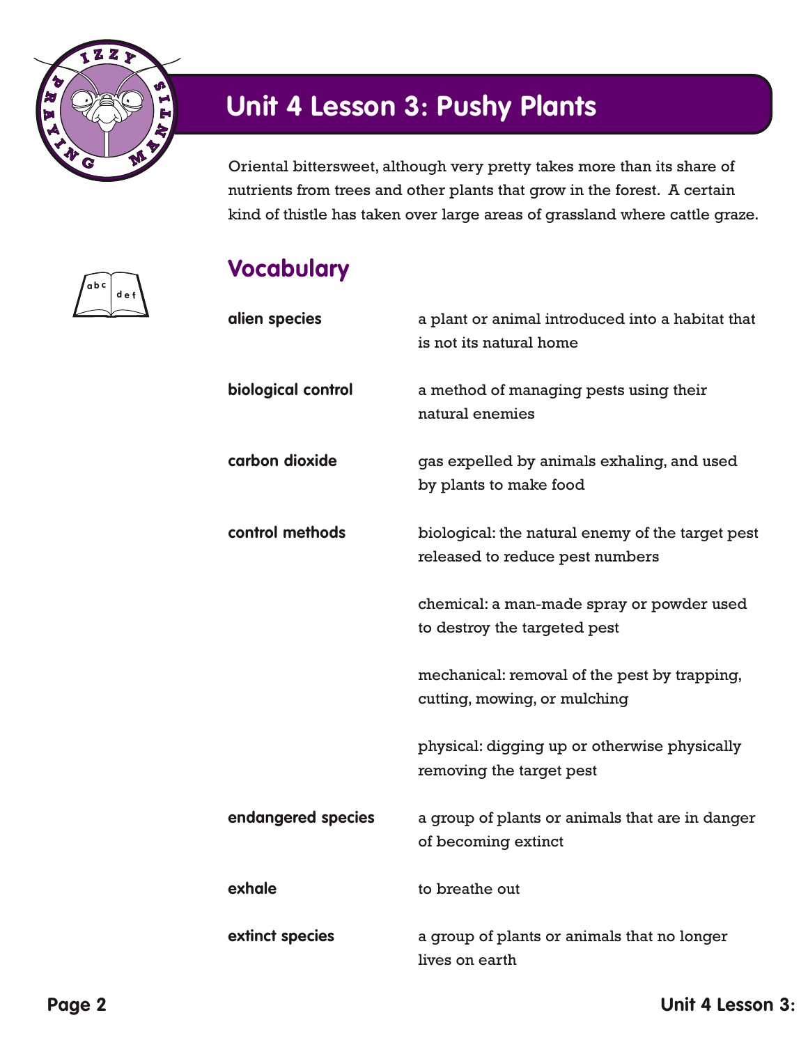# Unit 4 Lesson 3: Pushy Plants

Oriental bittersweet, although very pretty takes more than its share of nutrients from trees and other plants that grow in the forest. A certain kind of thistle has taken over large areas of grassland where cattle graze.

## Vocabulary

**alien species** — a plant or animal introduced into a habitat that is not its natural home

**biological control** — a method of managing pests using their natural enemies

**carbon dioxide** — gas expelled by animals exhaling, and used by plants to make food

**control methods** — biological: the natural enemy of the target pest released to reduce pest numbers

chemical: a man-made spray or powder used to destroy the targeted pest

mechanical: removal of the pest by trapping, cutting, mowing, or mulching

physical: digging up or otherwise physically removing the target pest

**endangered species** — a group of plants or animals that are in danger of becoming extinct

**exhale** — to breathe out

**extinct species** — a group of plants or animals that no longer lives on earth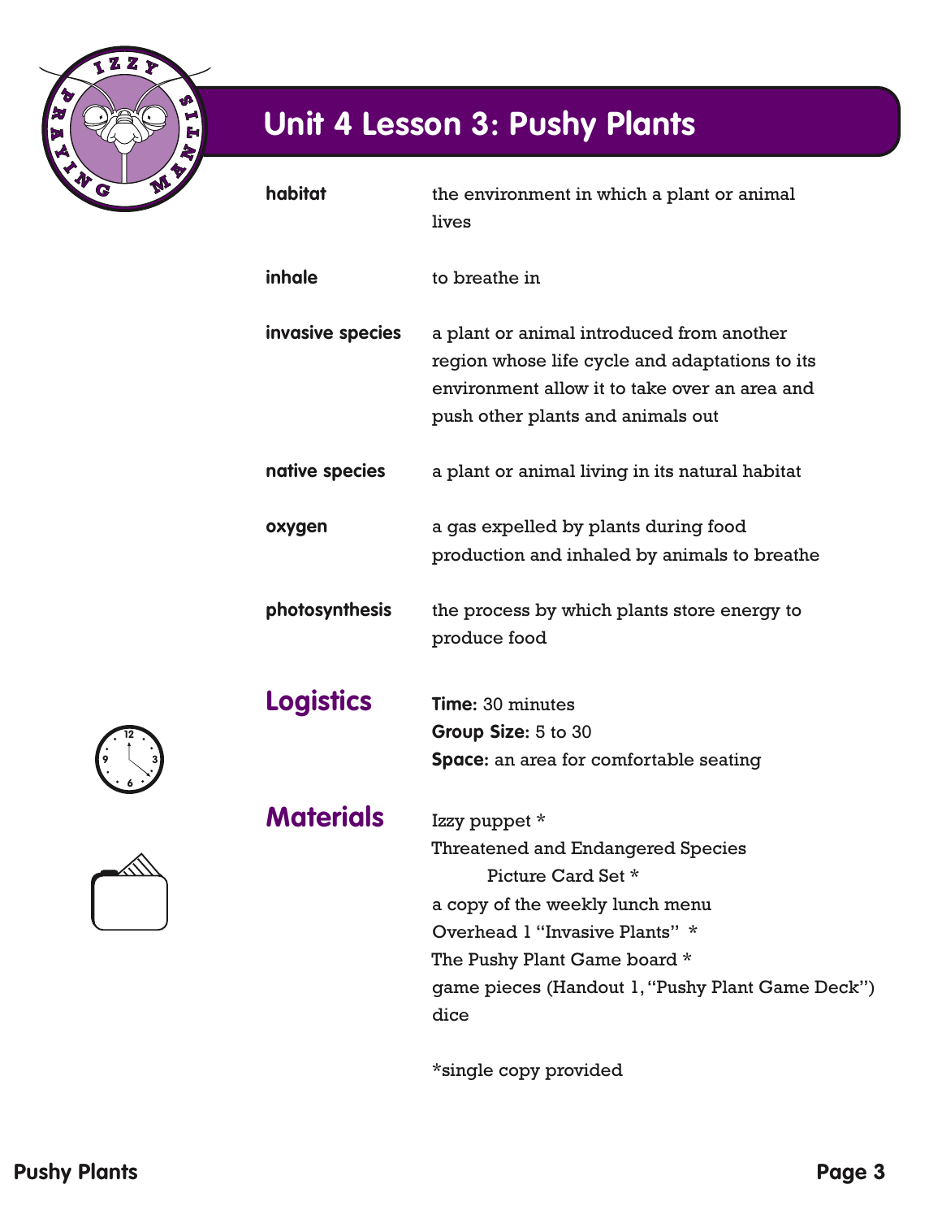# Unit 4 Lesson 3: Pushy Plants

**habitat** — the environment in which a plant or animal lives

**inhale** — to breathe in

**invasive species** — a plant or animal introduced from another region whose life cycle and adaptations to its environment allow it to take over an area and push other plants and animals out

**native species** — a plant or animal living in its natural habitat

**oxygen** — a gas expelled by plants during food production and inhaled by animals to breathe

**photosynthesis** — the process by which plants store energy to produce food

## Logistics

**Time:** 30 minutes
**Group Size:** 5 to 30
**Space:** an area for comfortable seating

## Materials

Izzy puppet *
Threatened and Endangered Species Picture Card Set *
a copy of the weekly lunch menu
Overhead 1 "Invasive Plants" *
The Pushy Plant Game board *
game pieces (Handout 1, "Pushy Plant Game Deck")
dice

*single copy provided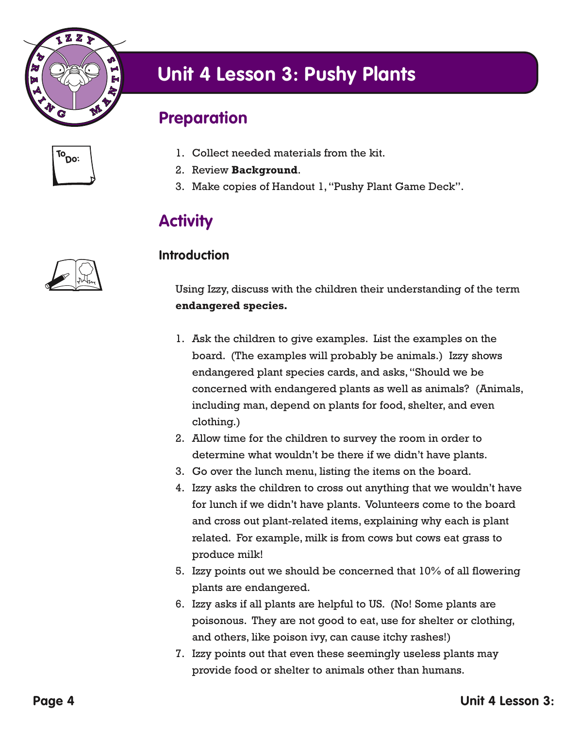# Unit 4 Lesson 3: Pushy Plants

## Preparation

1. Collect needed materials from the kit.
2. Review **Background**.
3. Make copies of Handout 1, "Pushy Plant Game Deck".

## Activity

### Introduction

Using Izzy, discuss with the children their understanding of the term **endangered species.**

1. Ask the children to give examples. List the examples on the board. (The examples will probably be animals.) Izzy shows endangered plant species cards, and asks, "Should we be concerned with endangered plants as well as animals? (Animals, including man, depend on plants for food, shelter, and even clothing.)
2. Allow time for the children to survey the room in order to determine what wouldn't be there if we didn't have plants.
3. Go over the lunch menu, listing the items on the board.
4. Izzy asks the children to cross out anything that we wouldn't have for lunch if we didn't have plants. Volunteers come to the board and cross out plant-related items, explaining why each is plant related. For example, milk is from cows but cows eat grass to produce milk!
5. Izzy points out we should be concerned that 10% of all flowering plants are endangered.
6. Izzy asks if all plants are helpful to US. (No! Some plants are poisonous. They are not good to eat, use for shelter or clothing, and others, like poison ivy, can cause itchy rashes!)
7. Izzy points out that even these seemingly useless plants may provide food or shelter to animals other than humans.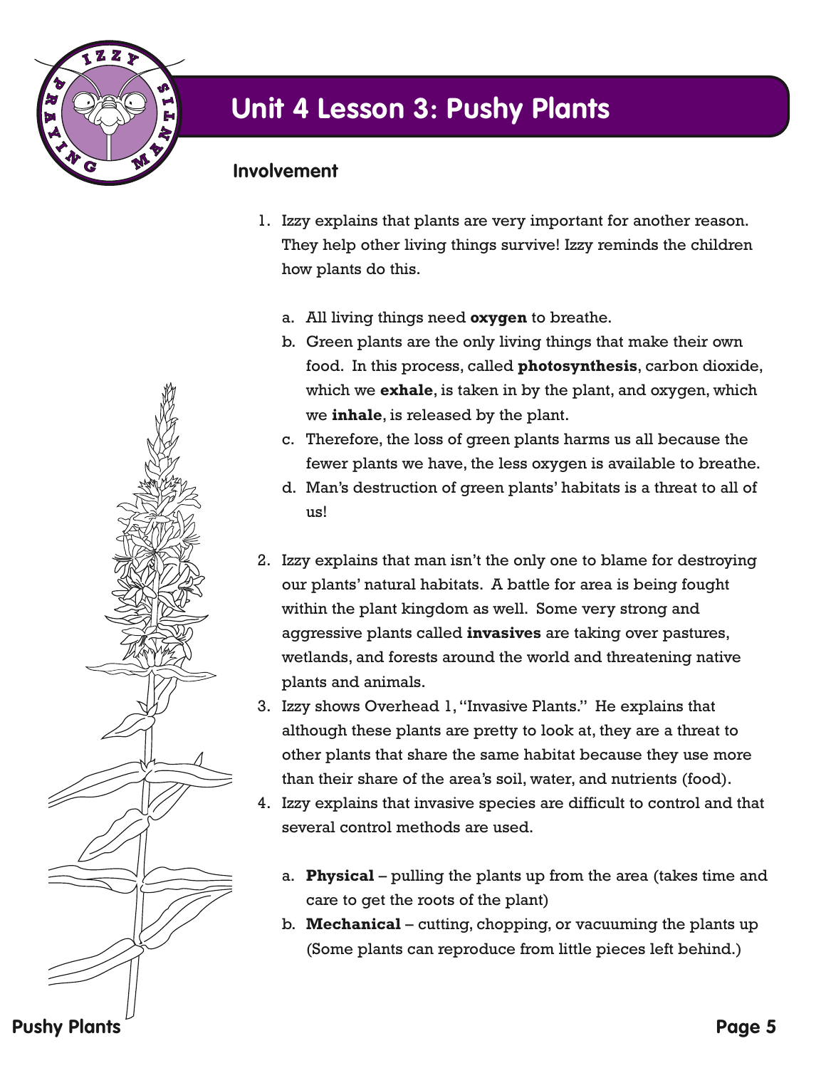# Unit 4 Lesson 3: Pushy Plants

## Involvement

1. Izzy explains that plants are very important for another reason. They help other living things survive! Izzy reminds the children how plants do this.

   a. All living things need **oxygen** to breathe.
   b. Green plants are the only living things that make their own food. In this process, called **photosynthesis**, carbon dioxide, which we **exhale**, is taken in by the plant, and oxygen, which we **inhale**, is released by the plant.
   c. Therefore, the loss of green plants harms us all because the fewer plants we have, the less oxygen is available to breathe.
   d. Man's destruction of green plants' habitats is a threat to all of us!

2. Izzy explains that man isn't the only one to blame for destroying our plants' natural habitats. A battle for area is being fought within the plant kingdom as well. Some very strong and aggressive plants called **invasives** are taking over pastures, wetlands, and forests around the world and threatening native plants and animals.
3. Izzy shows Overhead 1, "Invasive Plants." He explains that although these plants are pretty to look at, they are a threat to other plants that share the same habitat because they use more than their share of the area's soil, water, and nutrients (food).
4. Izzy explains that invasive species are difficult to control and that several control methods are used.

   a. **Physical** – pulling the plants up from the area (takes time and care to get the roots of the plant)
   b. **Mechanical** – cutting, chopping, or vacuuming the plants up (Some plants can reproduce from little pieces left behind.)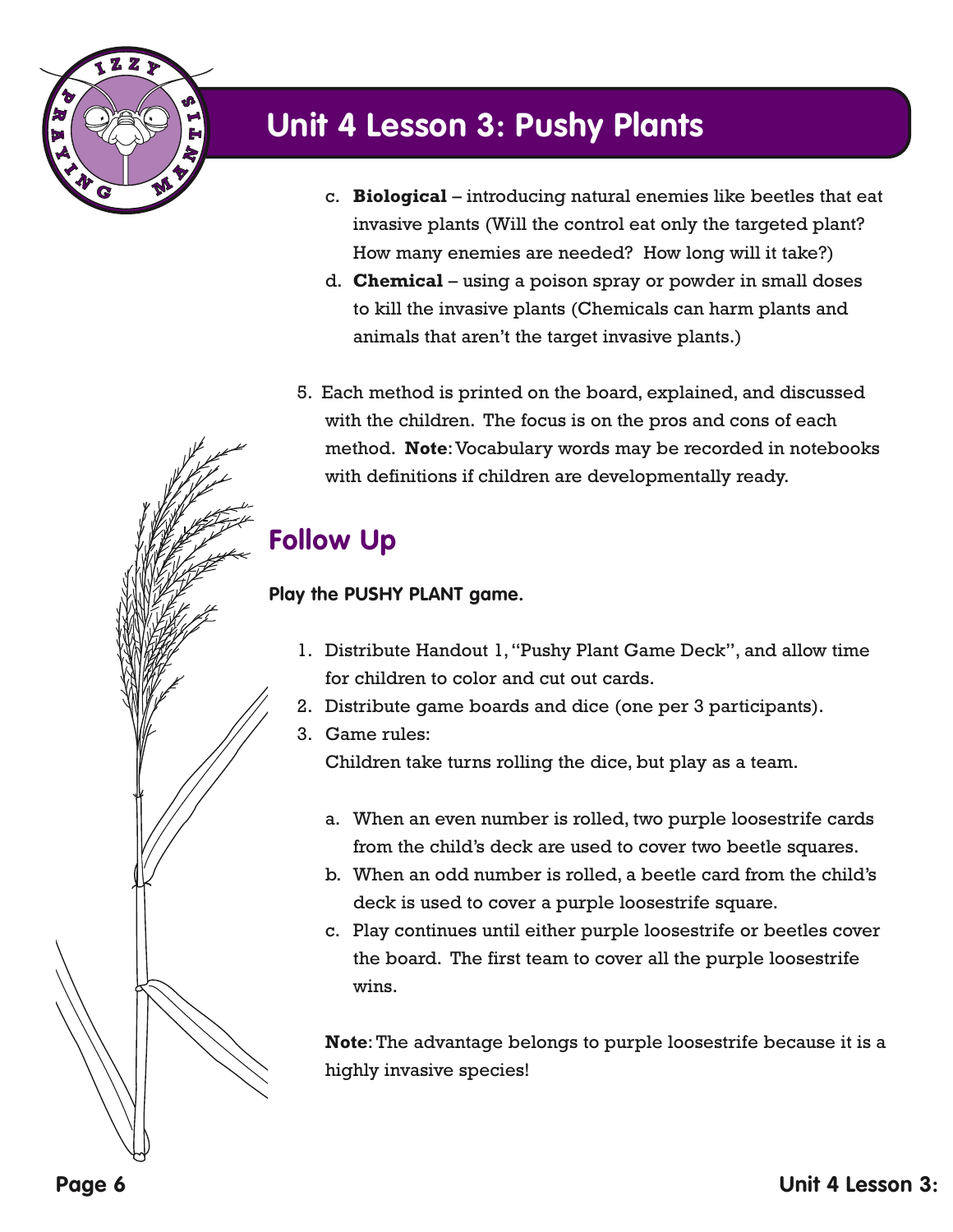c. **Biological** – introducing natural enemies like beetles that eat invasive plants (Will the control eat only the targeted plant? How many enemies are needed? How long will it take?)

d. **Chemical** – using a poison spray or powder in small doses to kill the invasive plants (Chemicals can harm plants and animals that aren't the target invasive plants.)

5. Each method is printed on the board, explained, and discussed with the children. The focus is on the pros and cons of each method. **Note**: Vocabulary words may be recorded in notebooks with definitions if children are developmentally ready.

## Follow Up

**Play the PUSHY PLANT game.**

1. Distribute Handout 1, "Pushy Plant Game Deck", and allow time for children to color and cut out cards.
2. Distribute game boards and dice (one per 3 participants).
3. Game rules:
   Children take turns rolling the dice, but play as a team.

   a. When an even number is rolled, two purple loosestrife cards from the child's deck are used to cover two beetle squares.

   b. When an odd number is rolled, a beetle card from the child's deck is used to cover a purple loosestrife square.

   c. Play continues until either purple loosestrife or beetles cover the board. The first team to cover all the purple loosestrife wins.

   **Note**: The advantage belongs to purple loosestrife because it is a highly invasive species!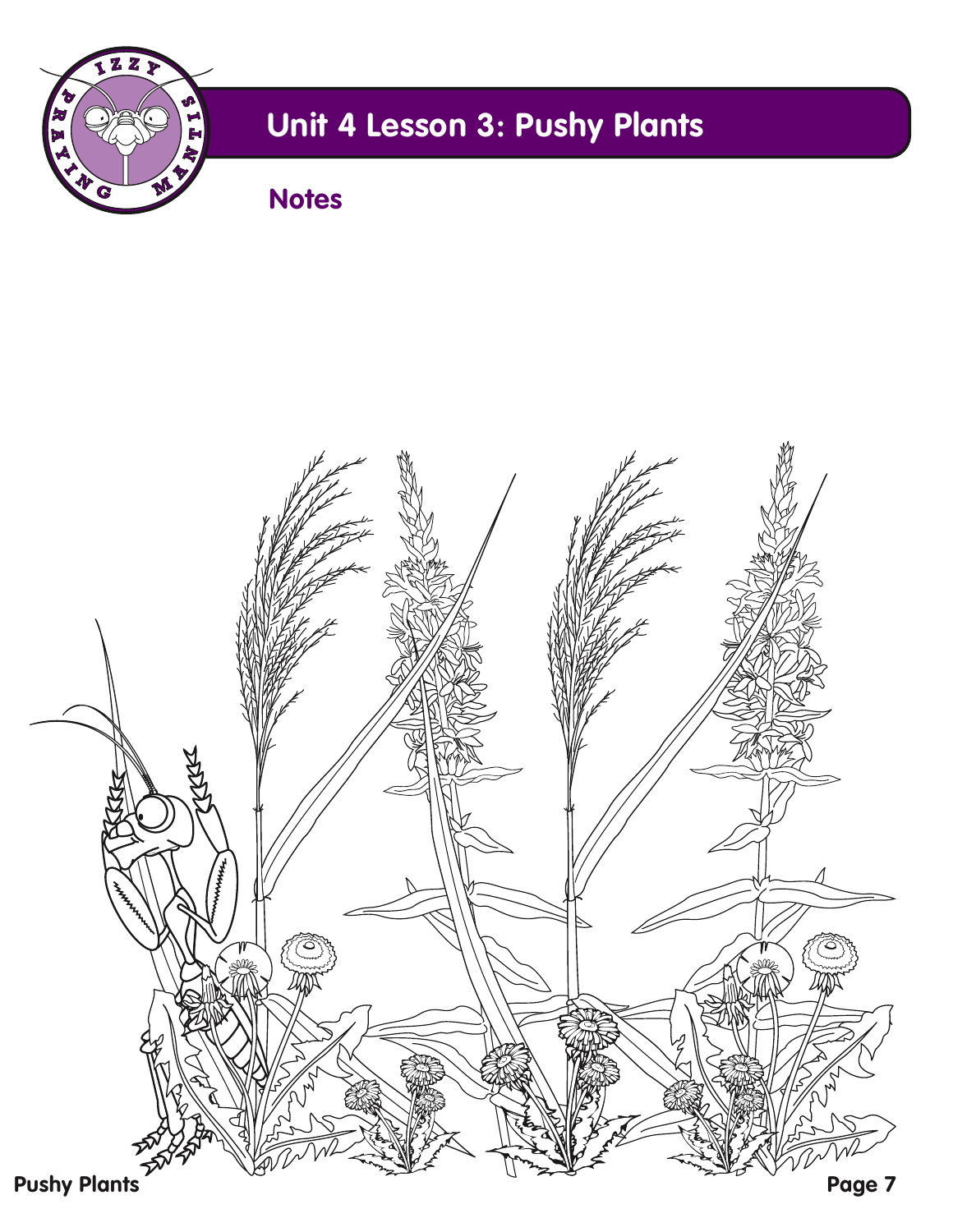# Unit 4 Lesson 3: Pushy Plants

## Notes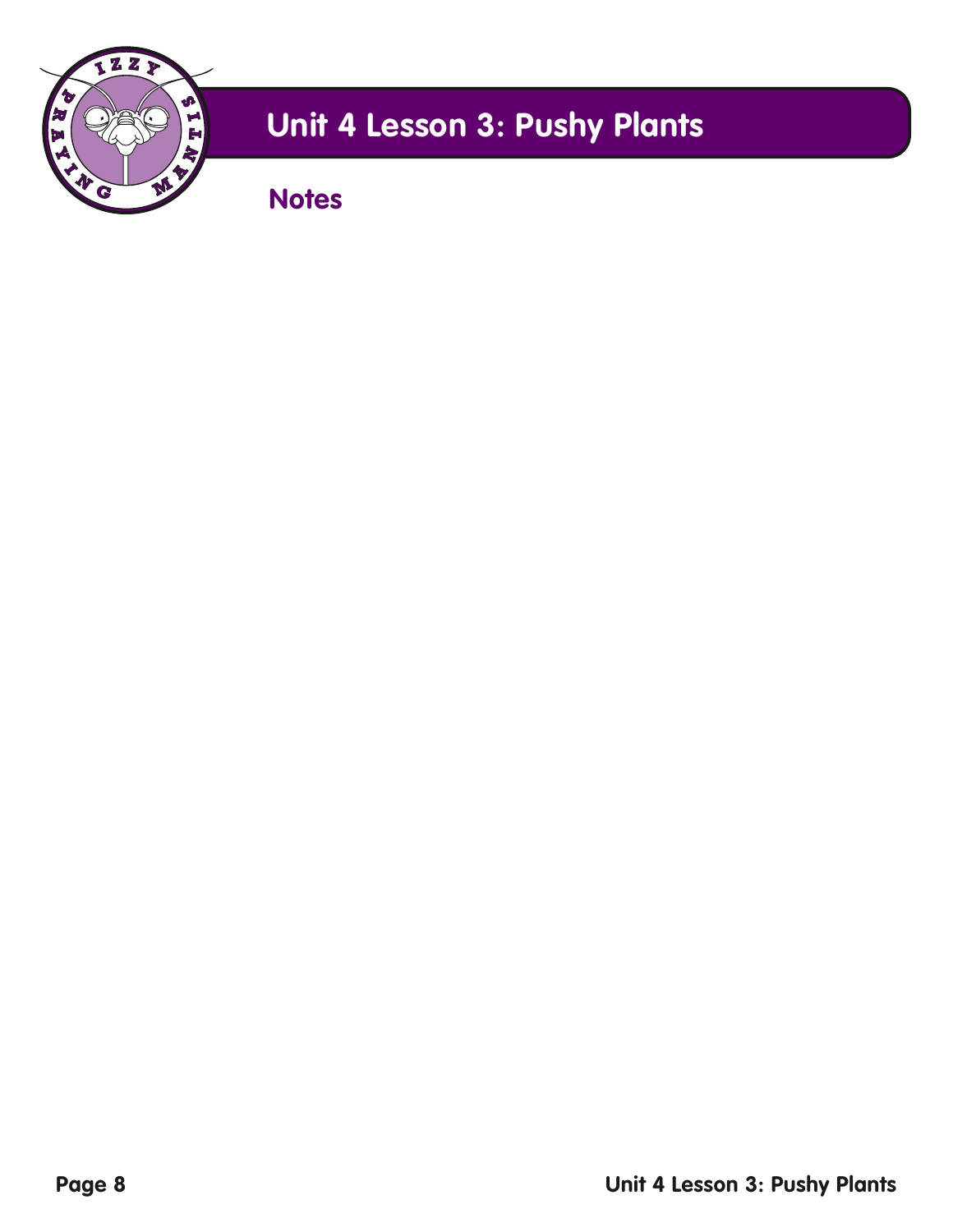# Unit 4 Lesson 3: Pushy Plants

## Notes